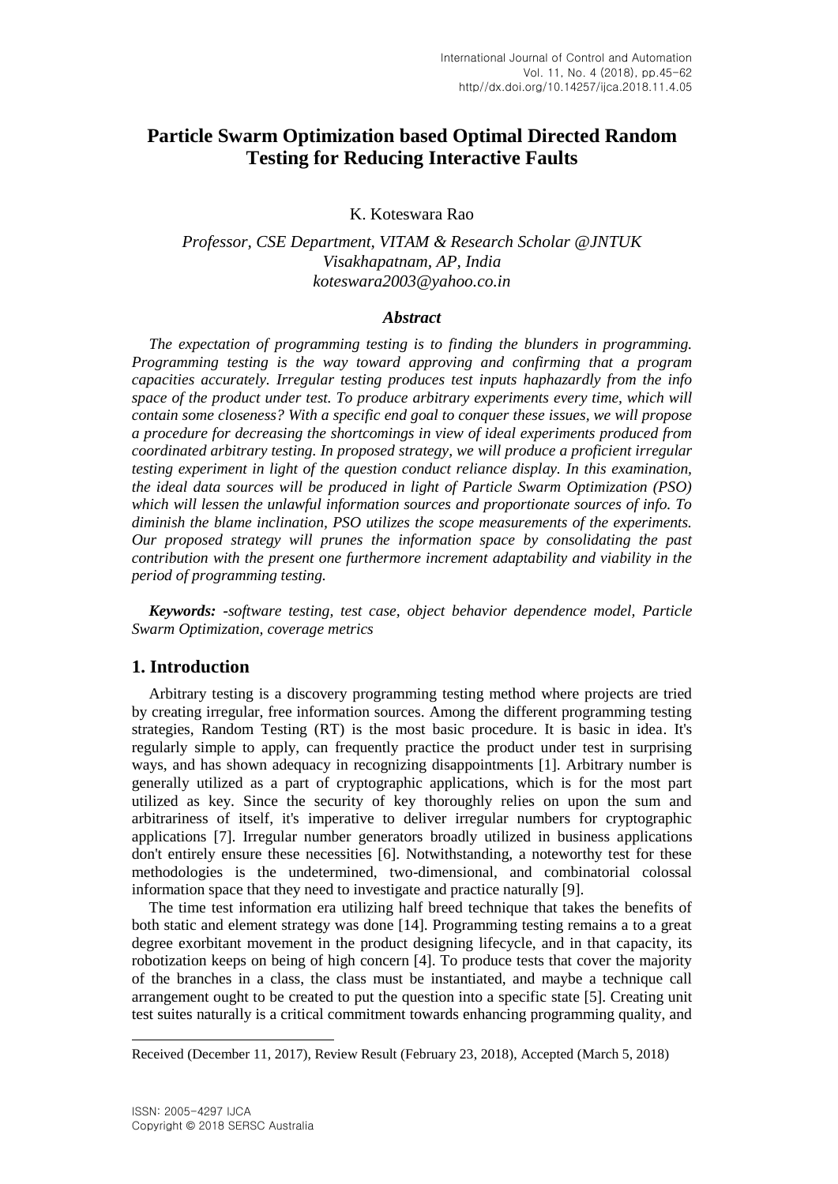# Particle Swarm Optimization based Optimal Directed Random Testing for Reducing Interactive Faults

K. Koteswara Rao

*Professor, CSE Department, VITAM & Research Scholar @JNTUK*
*Visakhapatnam, AP, India*
*koteswara2003@yahoo.co.in*

### *Abstract*

*The expectation of programming testing is to finding the blunders in programming. Programming testing is the way toward approving and confirming that a program capacities accurately. Irregular testing produces test inputs haphazardly from the info space of the product under test. To produce arbitrary experiments every time, which will contain some closeness? With a specific end goal to conquer these issues, we will propose a procedure for decreasing the shortcomings in view of ideal experiments produced from coordinated arbitrary testing. In proposed strategy, we will produce a proficient irregular testing experiment in light of the question conduct reliance display. In this examination, the ideal data sources will be produced in light of Particle Swarm Optimization (PSO) which will lessen the unlawful information sources and proportionate sources of info. To diminish the blame inclination, PSO utilizes the scope measurements of the experiments. Our proposed strategy will prunes the information space by consolidating the past contribution with the present one furthermore increment adaptability and viability in the period of programming testing.*

***Keywords:*** *-software testing, test case, object behavior dependence model, Particle Swarm Optimization, coverage metrics*

## 1. Introduction

Arbitrary testing is a discovery programming testing method where projects are tried by creating irregular, free information sources. Among the different programming testing strategies, Random Testing (RT) is the most basic procedure. It is basic in idea. It's regularly simple to apply, can frequently practice the product under test in surprising ways, and has shown adequacy in recognizing disappointments [1]. Arbitrary number is generally utilized as a part of cryptographic applications, which is for the most part utilized as key. Since the security of key thoroughly relies on upon the sum and arbitrariness of itself, it's imperative to deliver irregular numbers for cryptographic applications [7]. Irregular number generators broadly utilized in business applications don't entirely ensure these necessities [6]. Notwithstanding, a noteworthy test for these methodologies is the undetermined, two-dimensional, and combinatorial colossal information space that they need to investigate and practice naturally [9].

The time test information era utilizing half breed technique that takes the benefits of both static and element strategy was done [14]. Programming testing remains a to a great degree exorbitant movement in the product designing lifecycle, and in that capacity, its robotization keeps on being of high concern [4]. To produce tests that cover the majority of the branches in a class, the class must be instantiated, and maybe a technique call arrangement ought to be created to put the question into a specific state [5]. Creating unit test suites naturally is a critical commitment towards enhancing programming quality, and

---

Received (December 11, 2017), Review Result (February 23, 2018), Accepted (March 5, 2018)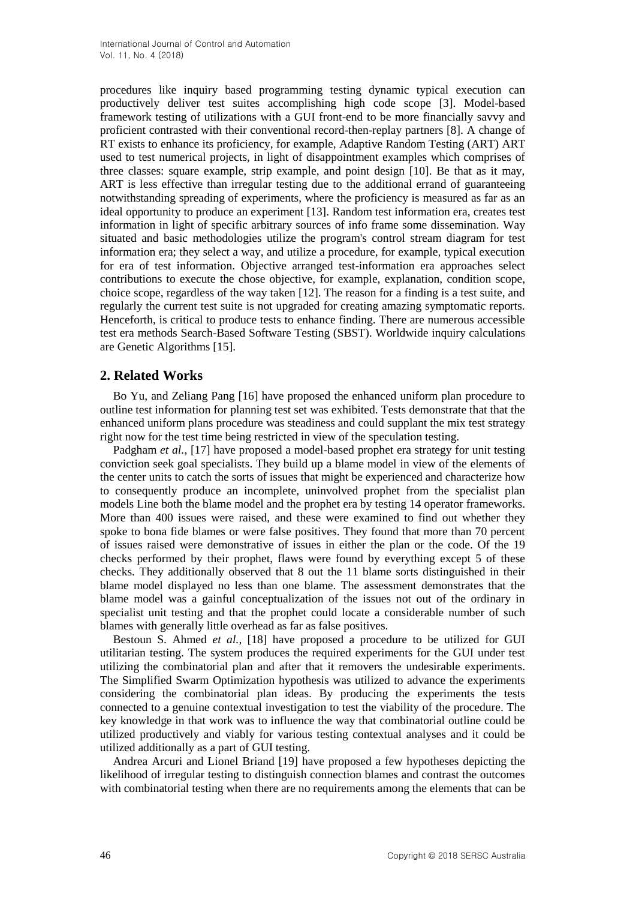procedures like inquiry based programming testing dynamic typical execution can productively deliver test suites accomplishing high code scope [3]. Model-based framework testing of utilizations with a GUI front-end to be more financially savvy and proficient contrasted with their conventional record-then-replay partners [8]. A change of RT exists to enhance its proficiency, for example, Adaptive Random Testing (ART) ART used to test numerical projects, in light of disappointment examples which comprises of three classes: square example, strip example, and point design [10]. Be that as it may, ART is less effective than irregular testing due to the additional errand of guaranteeing notwithstanding spreading of experiments, where the proficiency is measured as far as an ideal opportunity to produce an experiment [13]. Random test information era, creates test information in light of specific arbitrary sources of info frame some dissemination. Way situated and basic methodologies utilize the program's control stream diagram for test information era; they select a way, and utilize a procedure, for example, typical execution for era of test information. Objective arranged test-information era approaches select contributions to execute the chose objective, for example, explanation, condition scope, choice scope, regardless of the way taken [12]. The reason for a finding is a test suite, and regularly the current test suite is not upgraded for creating amazing symptomatic reports. Henceforth, is critical to produce tests to enhance finding. There are numerous accessible test era methods Search-Based Software Testing (SBST). Worldwide inquiry calculations are Genetic Algorithms [15].

## 2. Related Works

Bo Yu, and Zeliang Pang [16] have proposed the enhanced uniform plan procedure to outline test information for planning test set was exhibited. Tests demonstrate that that the enhanced uniform plans procedure was steadiness and could supplant the mix test strategy right now for the test time being restricted in view of the speculation testing.

Padgham *et al.*, [17] have proposed a model-based prophet era strategy for unit testing conviction seek goal specialists. They build up a blame model in view of the elements of the center units to catch the sorts of issues that might be experienced and characterize how to consequently produce an incomplete, uninvolved prophet from the specialist plan models Line both the blame model and the prophet era by testing 14 operator frameworks. More than 400 issues were raised, and these were examined to find out whether they spoke to bona fide blames or were false positives. They found that more than 70 percent of issues raised were demonstrative of issues in either the plan or the code. Of the 19 checks performed by their prophet, flaws were found by everything except 5 of these checks. They additionally observed that 8 out the 11 blame sorts distinguished in their blame model displayed no less than one blame. The assessment demonstrates that the blame model was a gainful conceptualization of the issues not out of the ordinary in specialist unit testing and that the prophet could locate a considerable number of such blames with generally little overhead as far as false positives.

Bestoun S. Ahmed *et al.*, [18] have proposed a procedure to be utilized for GUI utilitarian testing. The system produces the required experiments for the GUI under test utilizing the combinatorial plan and after that it removers the undesirable experiments. The Simplified Swarm Optimization hypothesis was utilized to advance the experiments considering the combinatorial plan ideas. By producing the experiments the tests connected to a genuine contextual investigation to test the viability of the procedure. The key knowledge in that work was to influence the way that combinatorial outline could be utilized productively and viably for various testing contextual analyses and it could be utilized additionally as a part of GUI testing.

Andrea Arcuri and Lionel Briand [19] have proposed a few hypotheses depicting the likelihood of irregular testing to distinguish connection blames and contrast the outcomes with combinatorial testing when there are no requirements among the elements that can be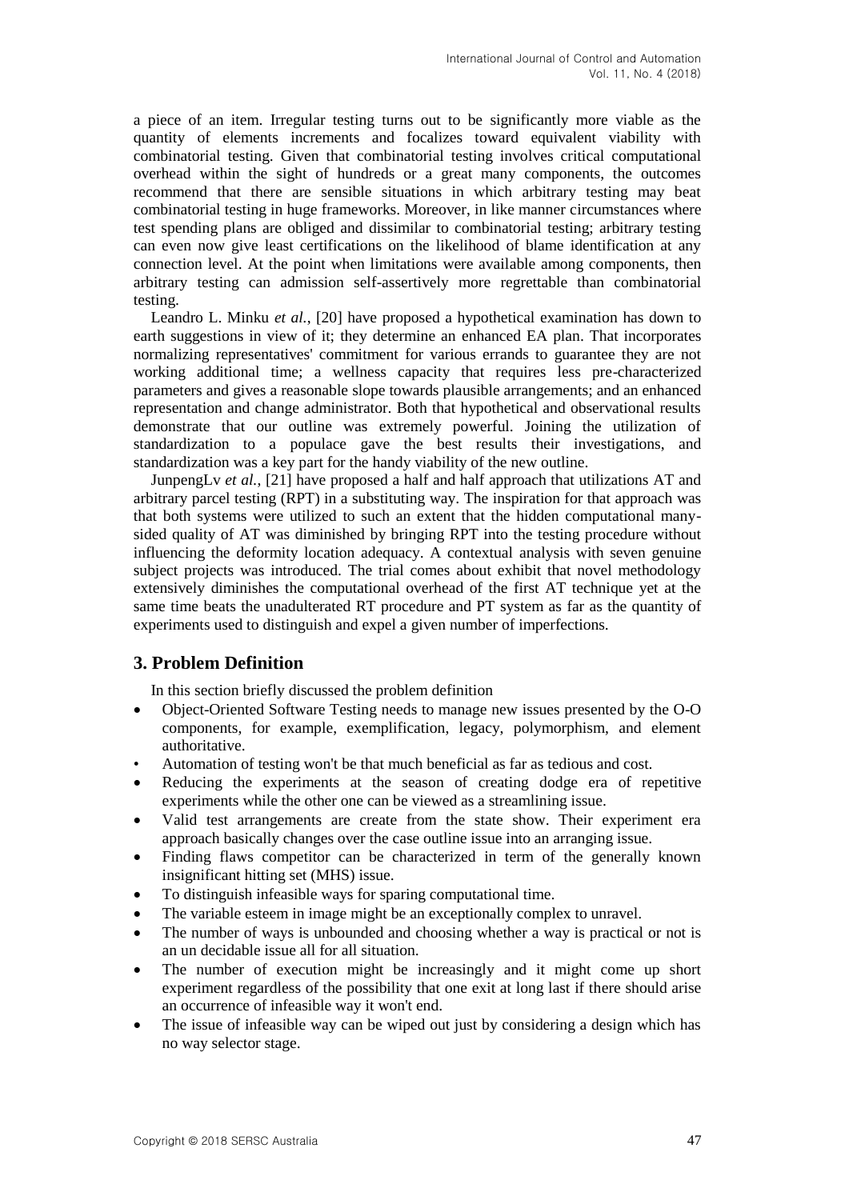a piece of an item. Irregular testing turns out to be significantly more viable as the quantity of elements increments and focalizes toward equivalent viability with combinatorial testing. Given that combinatorial testing involves critical computational overhead within the sight of hundreds or a great many components, the outcomes recommend that there are sensible situations in which arbitrary testing may beat combinatorial testing in huge frameworks. Moreover, in like manner circumstances where test spending plans are obliged and dissimilar to combinatorial testing; arbitrary testing can even now give least certifications on the likelihood of blame identification at any connection level. At the point when limitations were available among components, then arbitrary testing can admission self-assertively more regrettable than combinatorial testing.

Leandro L. Minku *et al.*, [20] have proposed a hypothetical examination has down to earth suggestions in view of it; they determine an enhanced EA plan. That incorporates normalizing representatives' commitment for various errands to guarantee they are not working additional time; a wellness capacity that requires less pre-characterized parameters and gives a reasonable slope towards plausible arrangements; and an enhanced representation and change administrator. Both that hypothetical and observational results demonstrate that our outline was extremely powerful. Joining the utilization of standardization to a populace gave the best results their investigations, and standardization was a key part for the handy viability of the new outline.

JunpengLv *et al.*, [21] have proposed a half and half approach that utilizations AT and arbitrary parcel testing (RPT) in a substituting way. The inspiration for that approach was that both systems were utilized to such an extent that the hidden computational many-sided quality of AT was diminished by bringing RPT into the testing procedure without influencing the deformity location adequacy. A contextual analysis with seven genuine subject projects was introduced. The trial comes about exhibit that novel methodology extensively diminishes the computational overhead of the first AT technique yet at the same time beats the unadulterated RT procedure and PT system as far as the quantity of experiments used to distinguish and expel a given number of imperfections.

## 3. Problem Definition

In this section briefly discussed the problem definition

- Object-Oriented Software Testing needs to manage new issues presented by the O-O components, for example, exemplification, legacy, polymorphism, and element authoritative.
- Automation of testing won't be that much beneficial as far as tedious and cost.
- Reducing the experiments at the season of creating dodge era of repetitive experiments while the other one can be viewed as a streamlining issue.
- Valid test arrangements are create from the state show. Their experiment era approach basically changes over the case outline issue into an arranging issue.
- Finding flaws competitor can be characterized in term of the generally known insignificant hitting set (MHS) issue.
- To distinguish infeasible ways for sparing computational time.
- The variable esteem in image might be an exceptionally complex to unravel.
- The number of ways is unbounded and choosing whether a way is practical or not is an un decidable issue all for all situation.
- The number of execution might be increasingly and it might come up short experiment regardless of the possibility that one exit at long last if there should arise an occurrence of infeasible way it won't end.
- The issue of infeasible way can be wiped out just by considering a design which has no way selector stage.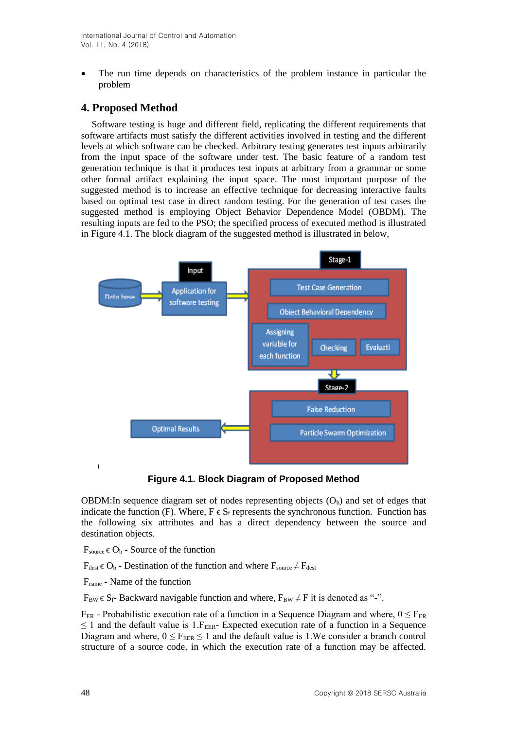- The run time depends on characteristics of the problem instance in particular the problem

## 4. Proposed Method

Software testing is huge and different field, replicating the different requirements that software artifacts must satisfy the different activities involved in testing and the different levels at which software can be checked. Arbitrary testing generates test inputs arbitrarily from the input space of the software under test. The basic feature of a random test generation technique is that it produces test inputs at arbitrary from a grammar or some other formal artifact explaining the input space. The most important purpose of the suggested method is to increase an effective technique for decreasing interactive faults based on optimal test case in direct random testing. For the generation of test cases the suggested method is employing Object Behavior Dependence Model (OBDM). The resulting inputs are fed to the PSO; the specified process of executed method is illustrated in Figure 4.1. The block diagram of the suggested method is illustrated in below,

**Figure 4.1. Block Diagram of Proposed Method**

OBDM:In sequence diagram set of nodes representing objects ($O_b$) and set of edges that indicate the function (F). Where, $F \in S_f$ represents the synchronous function. Function has the following six attributes and has a direct dependency between the source and destination objects.

$F_{source} \in O_b$ - Source of the function

$F_{dest} \in O_b$ - Destination of the function and where $F_{source} \neq F_{dest}$

$F_{name}$ - Name of the function

$F_{BW} \in S_f$- Backward navigable function and where, $F_{BW} \neq F$ it is denoted as "-".

$F_{ER}$ - Probabilistic execution rate of a function in a Sequence Diagram and where, $0 \leq F_{ER} \leq 1$ and the default value is 1.$F_{EER}$- Expected execution rate of a function in a Sequence Diagram and where, $0 \leq F_{EER} \leq 1$ and the default value is 1.We consider a branch control structure of a source code, in which the execution rate of a function may be affected.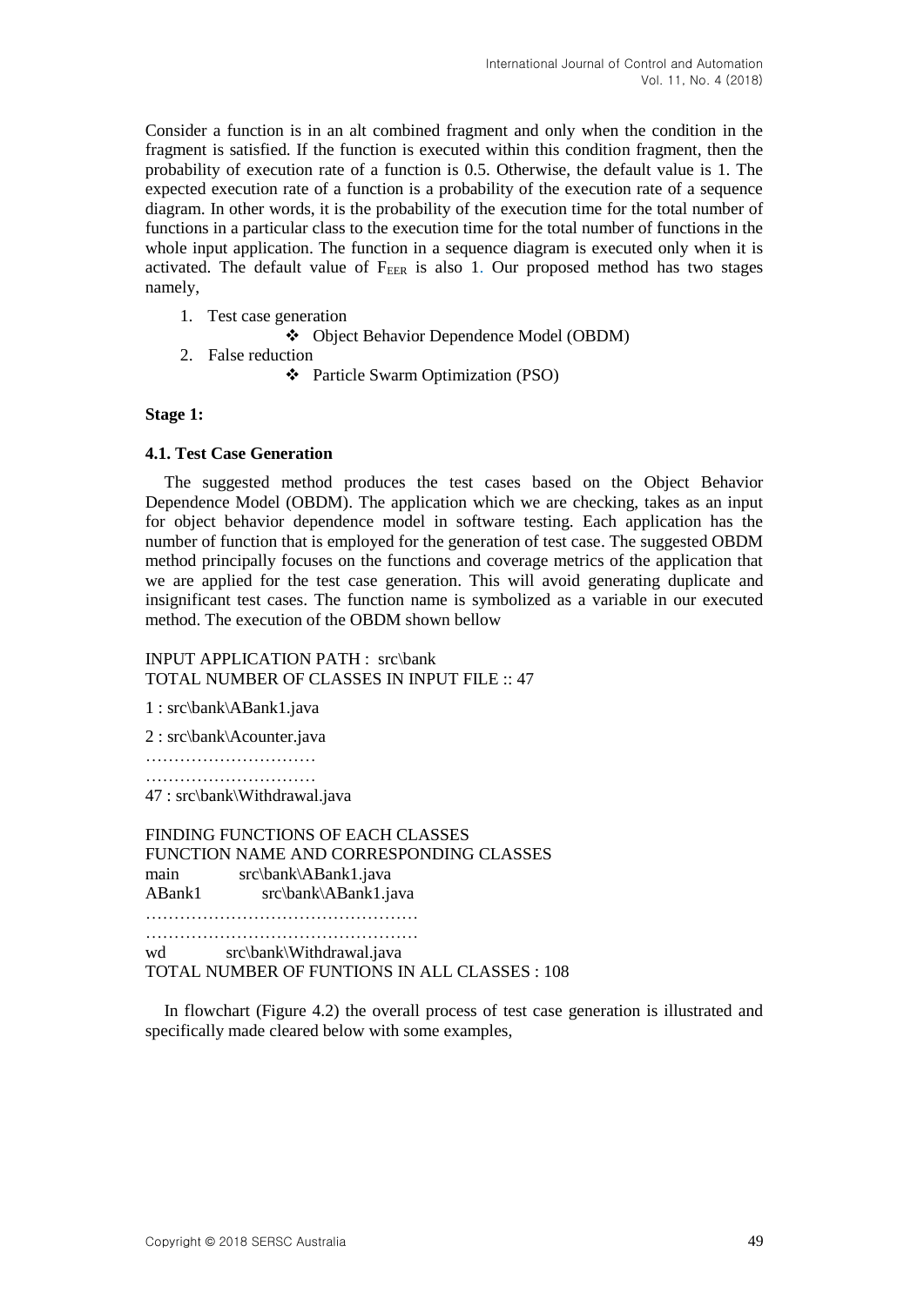Consider a function is in an alt combined fragment and only when the condition in the fragment is satisfied. If the function is executed within this condition fragment, then the probability of execution rate of a function is 0.5. Otherwise, the default value is 1. The expected execution rate of a function is a probability of the execution rate of a sequence diagram. In other words, it is the probability of the execution time for the total number of functions in a particular class to the execution time for the total number of functions in the whole input application. The function in a sequence diagram is executed only when it is activated. The default value of $F_{EER}$ is also 1. Our proposed method has two stages namely,

1. Test case generation
   - ❖ Object Behavior Dependence Model (OBDM)
2. False reduction
   - ❖ Particle Swarm Optimization (PSO)

**Stage 1:**

### 4.1. Test Case Generation

The suggested method produces the test cases based on the Object Behavior Dependence Model (OBDM). The application which we are checking, takes as an input for object behavior dependence model in software testing. Each application has the number of function that is employed for the generation of test case. The suggested OBDM method principally focuses on the functions and coverage metrics of the application that we are applied for the test case generation. This will avoid generating duplicate and insignificant test cases. The function name is symbolized as a variable in our executed method. The execution of the OBDM shown bellow

```
INPUT APPLICATION PATH :  src\bank
TOTAL NUMBER OF CLASSES IN INPUT FILE :: 47

1 : src\bank\ABank1.java

2 : src\bank\Acounter.java
…………………………
…………………………
47 : src\bank\Withdrawal.java

FINDING FUNCTIONS OF EACH CLASSES
FUNCTION NAME AND CORRESPONDING CLASSES
main        src\bank\ABank1.java
ABank1      src\bank\ABank1.java
…………………………………………
…………………………………………
wd          src\bank\Withdrawal.java
TOTAL NUMBER OF FUNTIONS IN ALL CLASSES : 108
```

In flowchart (Figure 4.2) the overall process of test case generation is illustrated and specifically made cleared below with some examples,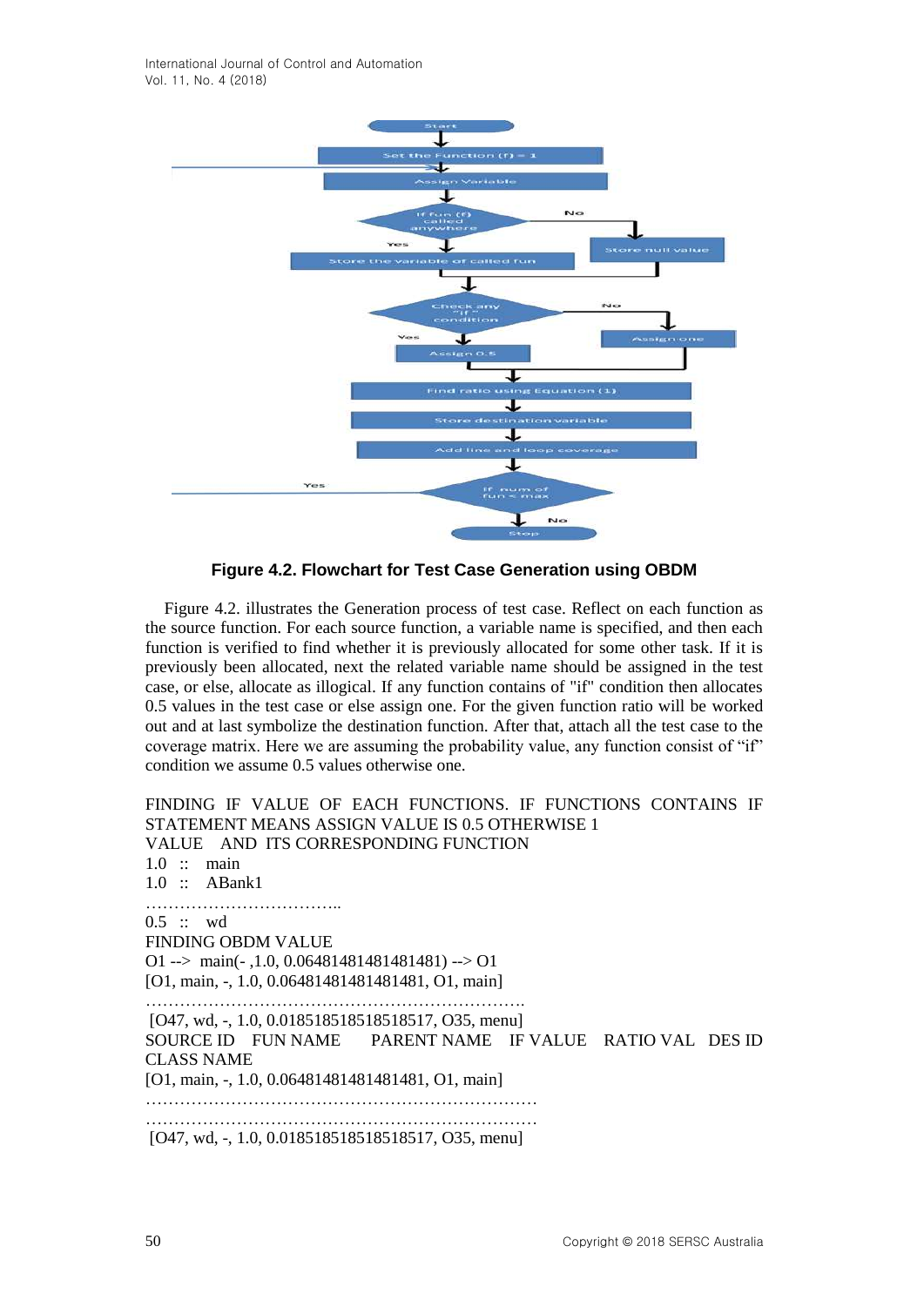**Figure 4.2. Flowchart for Test Case Generation using OBDM**

Figure 4.2. illustrates the Generation process of test case. Reflect on each function as the source function. For each source function, a variable name is specified, and then each function is verified to find whether it is previously allocated for some other task. If it is previously been allocated, next the related variable name should be assigned in the test case, or else, allocate as illogical. If any function contains of "if" condition then allocates 0.5 values in the test case or else assign one. For the given function ratio will be worked out and at last symbolize the destination function. After that, attach all the test case to the coverage matrix. Here we are assuming the probability value, any function consist of "if" condition we assume 0.5 values otherwise one.

FINDING IF VALUE OF EACH FUNCTIONS. IF FUNCTIONS CONTAINS IF STATEMENT MEANS ASSIGN VALUE IS 0.5 OTHERWISE 1

VALUE AND ITS CORRESPONDING FUNCTION

1.0 :: main

1.0 :: ABank1

……………………………..

0.5 :: wd

FINDING OBDM VALUE

O1 --> main(- ,1.0, 0.06481481481481481) --> O1

[O1, main, -, 1.0, 0.06481481481481481, O1, main]

…………………………………………………………….

[O47, wd, -, 1.0, 0.018518518518518517, O35, menu]

SOURCE ID FUN NAME PARENT NAME IF VALUE RATIO VAL DES ID CLASS NAME

[O1, main, -, 1.0, 0.06481481481481481, O1, main]

………………………………………………………………

………………………………………………………………

[O47, wd, -, 1.0, 0.018518518518518517, O35, menu]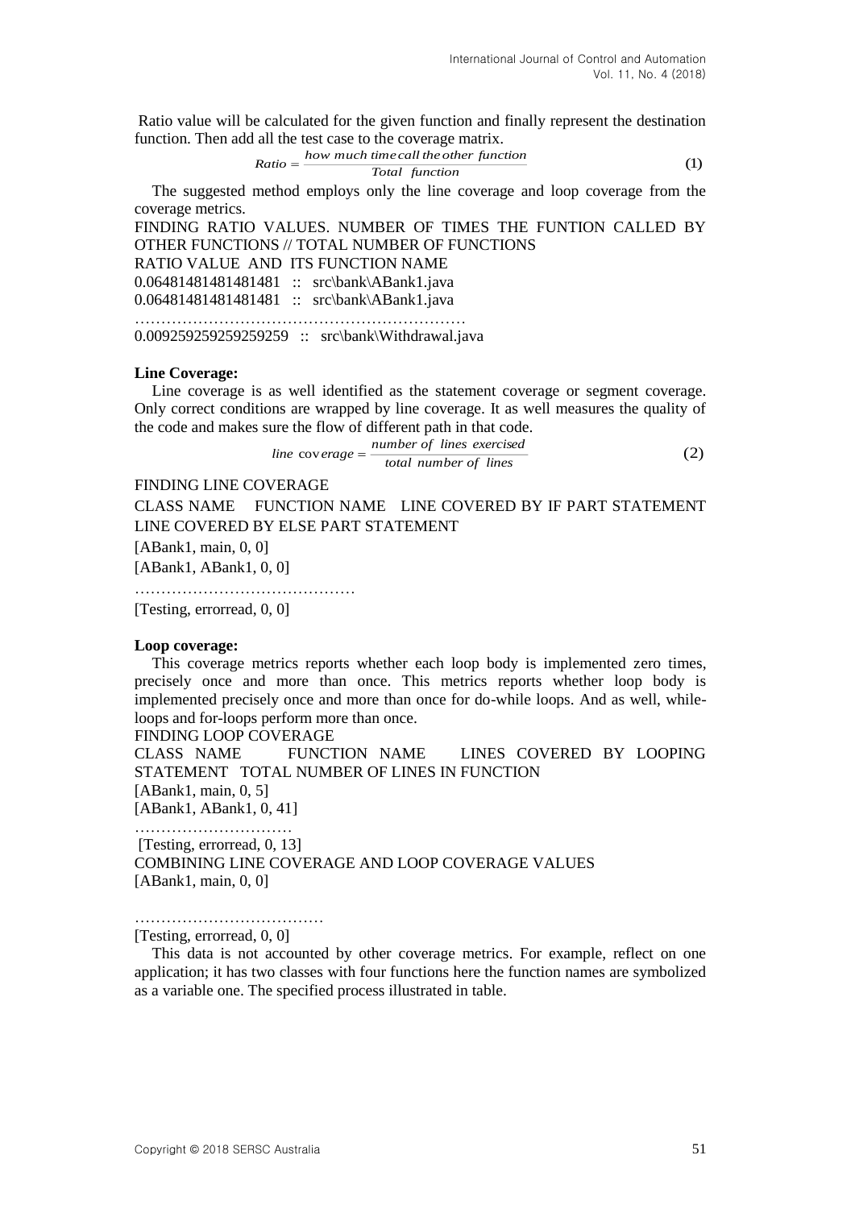Ratio value will be calculated for the given function and finally represent the destination function. Then add all the test case to the coverage matrix.

$$Ratio = \frac{how\ much\ time\ call\ the\ other\ function}{Total\ \ function} \tag{1}$$

The suggested method employs only the line coverage and loop coverage from the coverage metrics.

FINDING RATIO VALUES. NUMBER OF TIMES THE FUNTION CALLED BY OTHER FUNCTIONS // TOTAL NUMBER OF FUNCTIONS

RATIO VALUE AND ITS FUNCTION NAME

0.06481481481481481 :: src\bank\ABank1.java

0.06481481481481481 :: src\bank\ABank1.java

……………………………………………………

0.009259259259259259 :: src\bank\Withdrawal.java

**Line Coverage:**

Line coverage is as well identified as the statement coverage or segment coverage. Only correct conditions are wrapped by line coverage. It as well measures the quality of the code and makes sure the flow of different path in that code.

$$line\ coverage = \frac{number\ of\ lines\ exercised}{total\ number\ of\ lines} \tag{2}$$

FINDING LINE COVERAGE

CLASS NAME FUNCTION NAME LINE COVERED BY IF PART STATEMENT LINE COVERED BY ELSE PART STATEMENT

[ABank1, main, 0, 0]

[ABank1, ABank1, 0, 0]

……………………………………

[Testing, errorread, 0, 0]

**Loop coverage:**

This coverage metrics reports whether each loop body is implemented zero times, precisely once and more than once. This metrics reports whether loop body is implemented precisely once and more than once for do-while loops. And as well, while-loops and for-loops perform more than once.

FINDING LOOP COVERAGE

CLASS NAME FUNCTION NAME LINES COVERED BY LOOPING STATEMENT TOTAL NUMBER OF LINES IN FUNCTION

[ABank1, main, 0, 5]

[ABank1, ABank1, 0, 41]

…………………………

[Testing, errorread, 0, 13]

COMBINING LINE COVERAGE AND LOOP COVERAGE VALUES

[ABank1, main, 0, 0]

………………………………

[Testing, errorread, 0, 0]

This data is not accounted by other coverage metrics. For example, reflect on one application; it has two classes with four functions here the function names are symbolized as a variable one. The specified process illustrated in table.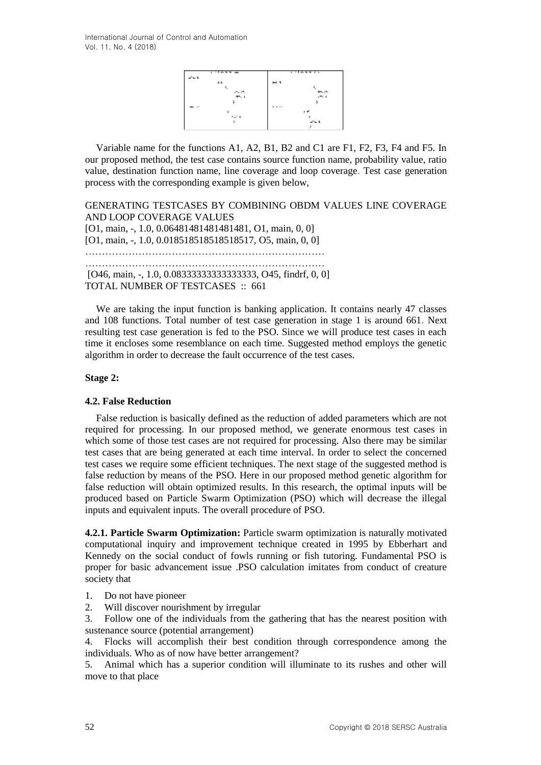Variable name for the functions A1, A2, B1, B2 and C1 are F1, F2, F3, F4 and F5. In our proposed method, the test case contains source function name, probability value, ratio value, destination function name, line coverage and loop coverage. Test case generation process with the corresponding example is given below,

GENERATING TESTCASES BY COMBINING OBDM VALUES LINE COVERAGE AND LOOP COVERAGE VALUES
[O1, main, -, 1.0, 0.06481481481481481, O1, main, 0, 0]
[O1, main, -, 1.0, 0.018518518518518517, O5, main, 0, 0]
………………………………………………………………
………………………………………………………………
[O46, main, -, 1.0, 0.08333333333333333, O45, findrf, 0, 0]
TOTAL NUMBER OF TESTCASES :: 661

We are taking the input function is banking application. It contains nearly 47 classes and 108 functions. Total number of test case generation in stage 1 is around 661. Next resulting test case generation is fed to the PSO. Since we will produce test cases in each time it encloses some resemblance on each time. Suggested method employs the genetic algorithm in order to decrease the fault occurrence of the test cases.

**Stage 2:**

### 4.2. False Reduction

False reduction is basically defined as the reduction of added parameters which are not required for processing. In our proposed method, we generate enormous test cases in which some of those test cases are not required for processing. Also there may be similar test cases that are being generated at each time interval. In order to select the concerned test cases we require some efficient techniques. The next stage of the suggested method is false reduction by means of the PSO. Here in our proposed method genetic algorithm for false reduction will obtain optimized results. In this research, the optimal inputs will be produced based on Particle Swarm Optimization (PSO) which will decrease the illegal inputs and equivalent inputs. The overall procedure of PSO.

**4.2.1. Particle Swarm Optimization:** Particle swarm optimization is naturally motivated computational inquiry and improvement technique created in 1995 by Ebberhart and Kennedy on the social conduct of fowls running or fish tutoring. Fundamental PSO is proper for basic advancement issue .PSO calculation imitates from conduct of creature society that

1. Do not have pioneer
2. Will discover nourishment by irregular
3. Follow one of the individuals from the gathering that has the nearest position with sustenance source (potential arrangement)
4. Flocks will accomplish their best condition through correspondence among the individuals. Who as of now have better arrangement?
5. Animal which has a superior condition will illuminate to its rushes and other will move to that place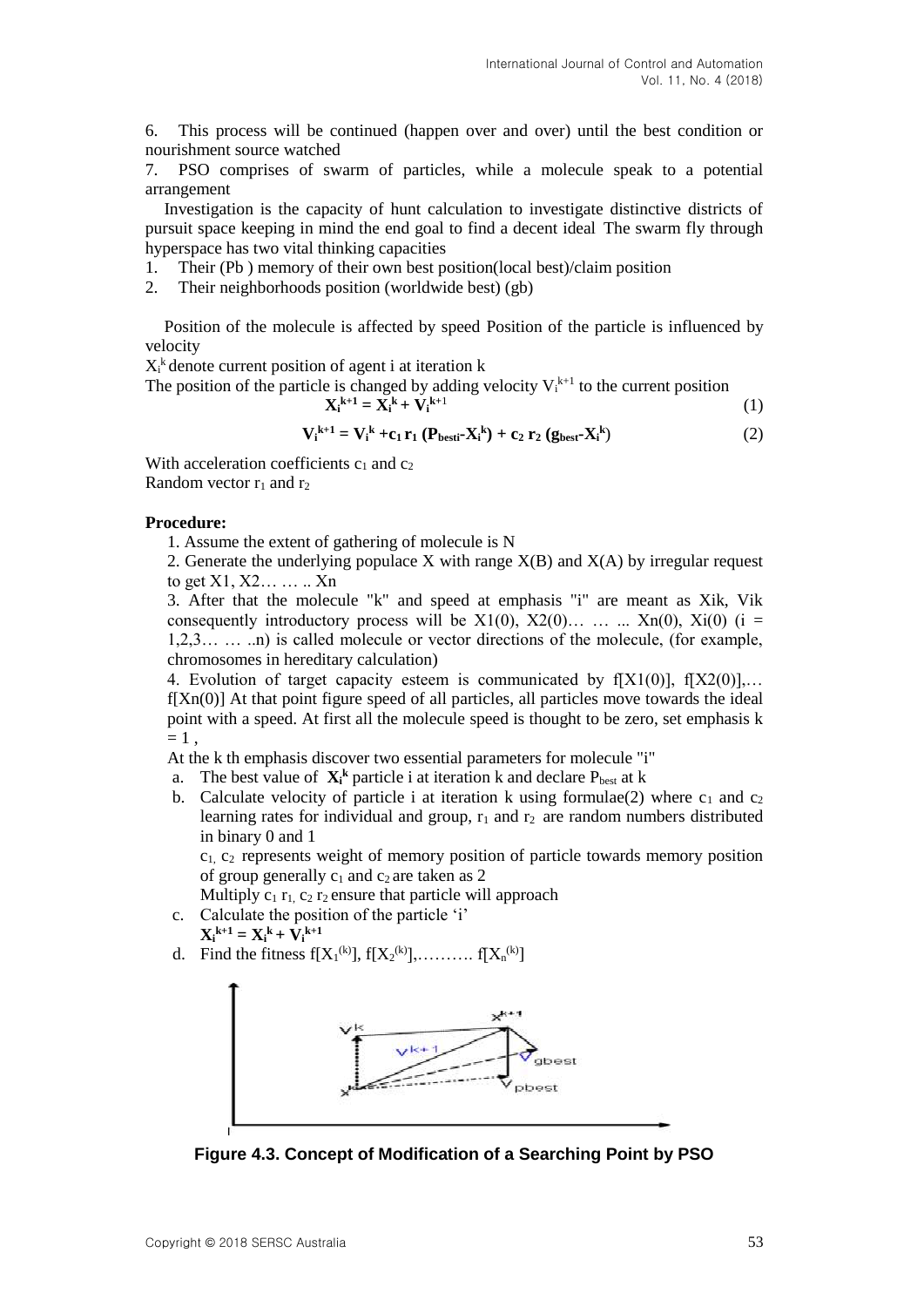6. This process will be continued (happen over and over) until the best condition or nourishment source watched
7. PSO comprises of swarm of particles, while a molecule speak to a potential arrangement

Investigation is the capacity of hunt calculation to investigate distinctive districts of pursuit space keeping in mind the end goal to find a decent ideal The swarm fly through hyperspace has two vital thinking capacities

1. Their (Pb ) memory of their own best position(local best)/claim position
2. Their neighborhoods position (worldwide best) (gb)

Position of the molecule is affected by speed Position of the particle is influenced by velocity

$X_i^k$ denote current position of agent i at iteration k

The position of the particle is changed by adding velocity $V_i^{k+1}$ to the current position

$$\mathbf{X_i^{k+1} = X_i^k + V_i^{k+1}} \tag{1}$$

$$\mathbf{V_i^{k+1} = V_i^k + c_1\, r_1\, (P_{besti} - X_i^k) + c_2\, r_2\, (g_{best} - X_i^k)} \tag{2}$$

With acceleration coefficients $c_1$ and $c_2$
Random vector $r_1$ and $r_2$

**Procedure:**

1. Assume the extent of gathering of molecule is N
2. Generate the underlying populace X with range X(B) and X(A) by irregular request to get X1, X2… … .. Xn
3. After that the molecule "k" and speed at emphasis "i" are meant as Xik, Vik consequently introductory process will be X1(0), X2(0)… … ... Xn(0), Xi(0) (i = 1,2,3… … ..n) is called molecule or vector directions of the molecule, (for example, chromosomes in hereditary calculation)
4. Evolution of target capacity esteem is communicated by f[X1(0)], f[X2(0)],… f[Xn(0)] At that point figure speed of all particles, all particles move towards the ideal point with a speed. At first all the molecule speed is thought to be zero, set emphasis k = 1 ,

At the k th emphasis discover two essential parameters for molecule "i"

a. The best value of $\mathbf{X_i^k}$ particle i at iteration k and declare $P_{best}$ at k
b. Calculate velocity of particle i at iteration k using formulae(2) where $c_1$ and $c_2$ learning rates for individual and group, $r_1$ and $r_2$ are random numbers distributed in binary 0 and 1

   $c_1$, $c_2$ represents weight of memory position of particle towards memory position of group generally $c_1$ and $c_2$ are taken as 2

   Multiply $c_1$ $r_1$, $c_2$ $r_2$ ensure that particle will approach
c. Calculate the position of the particle 'i'

   $\mathbf{X_i^{k+1} = X_i^k + V_i^{k+1}}$
d. Find the fitness $f[X_1^{(k)}]$, $f[X_2^{(k)}]$,………. $f[X_n^{(k)}]$

**Figure 4.3. Concept of Modification of a Searching Point by PSO**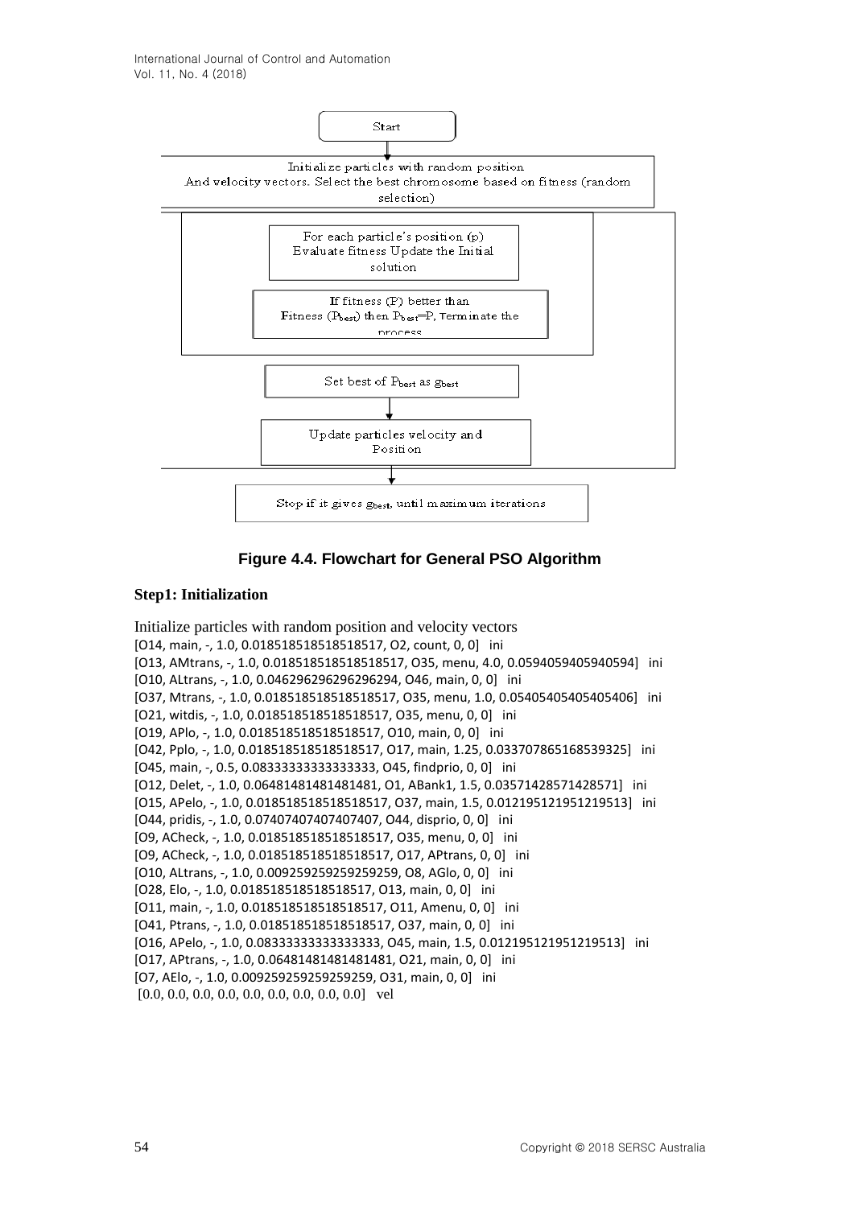Start

Initialize particles with random position
And velocity vectors. Select the best chromosome based on fitness (random selection)

For each particle's position (p)
Evaluate fitness Update the Initial solution

If fitness (P) better than
Fitness ($P_{best}$) then $P_{best}$=P, Terminate the process

Set best of $P_{best}$ as $g_{best}$

Update particles velocity and Position

Stop if it gives $g_{best}$, until maximum iterations

**Figure 4.4. Flowchart for General PSO Algorithm**

**Step1: Initialization**

Initialize particles with random position and velocity vectors

[O14, main, -, 1.0, 0.018518518518518517, O2, count, 0, 0]   ini
[O13, AMtrans, -, 1.0, 0.018518518518518517, O35, menu, 4.0, 0.0594059405940594]   ini
[O10, ALtrans, -, 1.0, 0.046296296296296294, O46, main, 0, 0]   ini
[O37, Mtrans, -, 1.0, 0.018518518518518517, O35, menu, 1.0, 0.05405405405405406]   ini
[O21, witdis, -, 1.0, 0.018518518518518517, O35, menu, 0, 0]   ini
[O19, APlo, -, 1.0, 0.018518518518518517, O10, main, 0, 0]   ini
[O42, Pplo, -, 1.0, 0.018518518518518517, O17, main, 1.25, 0.033707865168539325]   ini
[O45, main, -, 0.5, 0.08333333333333333, O45, findprio, 0, 0]   ini
[O12, Delet, -, 1.0, 0.06481481481481481, O1, ABank1, 1.5, 0.03571428571428571]   ini
[O15, APelo, -, 1.0, 0.018518518518518517, O37, main, 1.5, 0.012195121951219513]   ini
[O44, pridis, -, 1.0, 0.07407407407407407, O44, disprio, 0, 0]   ini
[O9, ACheck, -, 1.0, 0.018518518518518517, O35, menu, 0, 0]   ini
[O9, ACheck, -, 1.0, 0.018518518518518517, O17, APtrans, 0, 0]   ini
[O10, ALtrans, -, 1.0, 0.009259259259259259, O8, AGlo, 0, 0]   ini
[O28, Elo, -, 1.0, 0.018518518518518517, O13, main, 0, 0]   ini
[O11, main, -, 1.0, 0.018518518518518517, O11, Amenu, 0, 0]   ini
[O41, Ptrans, -, 1.0, 0.018518518518518517, O37, main, 0, 0]   ini
[O16, APelo, -, 1.0, 0.08333333333333333, O45, main, 1.5, 0.012195121951219513]   ini
[O17, APtrans, -, 1.0, 0.06481481481481481, O21, main, 0, 0]   ini
[O7, AElo, -, 1.0, 0.009259259259259259, O31, main, 0, 0]   ini
[0.0, 0.0, 0.0, 0.0, 0.0, 0.0, 0.0, 0.0, 0.0]   vel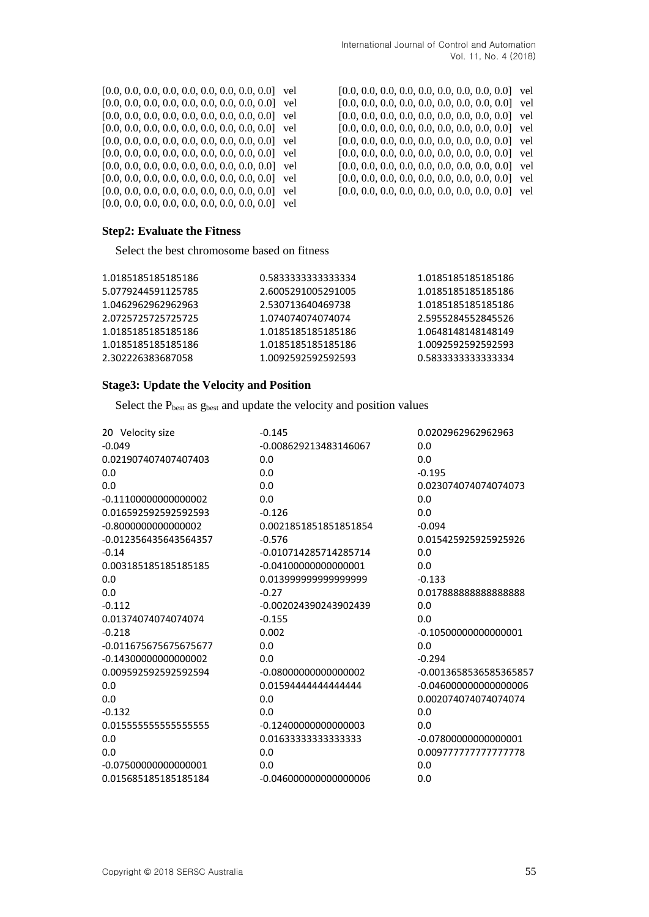[0.0, 0.0, 0.0, 0.0, 0.0, 0.0, 0.0, 0.0, 0.0] vel
[0.0, 0.0, 0.0, 0.0, 0.0, 0.0, 0.0, 0.0, 0.0] vel
[0.0, 0.0, 0.0, 0.0, 0.0, 0.0, 0.0, 0.0, 0.0] vel
[0.0, 0.0, 0.0, 0.0, 0.0, 0.0, 0.0, 0.0, 0.0] vel
[0.0, 0.0, 0.0, 0.0, 0.0, 0.0, 0.0, 0.0, 0.0] vel
[0.0, 0.0, 0.0, 0.0, 0.0, 0.0, 0.0, 0.0, 0.0] vel
[0.0, 0.0, 0.0, 0.0, 0.0, 0.0, 0.0, 0.0, 0.0] vel
[0.0, 0.0, 0.0, 0.0, 0.0, 0.0, 0.0, 0.0, 0.0] vel
[0.0, 0.0, 0.0, 0.0, 0.0, 0.0, 0.0, 0.0, 0.0] vel
[0.0, 0.0, 0.0, 0.0, 0.0, 0.0, 0.0, 0.0, 0.0] vel
[0.0, 0.0, 0.0, 0.0, 0.0, 0.0, 0.0, 0.0, 0.0] vel
[0.0, 0.0, 0.0, 0.0, 0.0, 0.0, 0.0, 0.0, 0.0] vel
[0.0, 0.0, 0.0, 0.0, 0.0, 0.0, 0.0, 0.0, 0.0] vel
[0.0, 0.0, 0.0, 0.0, 0.0, 0.0, 0.0, 0.0, 0.0] vel
[0.0, 0.0, 0.0, 0.0, 0.0, 0.0, 0.0, 0.0, 0.0] vel
[0.0, 0.0, 0.0, 0.0, 0.0, 0.0, 0.0, 0.0, 0.0] vel
[0.0, 0.0, 0.0, 0.0, 0.0, 0.0, 0.0, 0.0, 0.0] vel
[0.0, 0.0, 0.0, 0.0, 0.0, 0.0, 0.0, 0.0, 0.0] vel
[0.0, 0.0, 0.0, 0.0, 0.0, 0.0, 0.0, 0.0, 0.0] vel

**Step2: Evaluate the Fitness**

Select the best chromosome based on fitness

1.0185185185185186
5.0779244591125785
1.0462962962962963
2.0725725725725725
1.0185185185185186
1.0185185185185186
2.302226383687058
0.5833333333333334
2.6005291005291005
2.530713640469738
1.074074074074074
1.0185185185185186
1.0185185185185186
1.0092592592592593
1.0185185185185186
1.0185185185185186
1.0185185185185186
2.5955284552845526
1.0648148148148149
1.0092592592592593
0.5833333333333334

**Stage3: Update the Velocity and Position**

Select the $P_{best}$ as $g_{best}$ and update the velocity and position values

20 Velocity size
-0.049
0.021907407407407403
0.0
0.0
-0.11100000000000002
0.016592592592592593
-0.8000000000000002
-0.012356435643564357
-0.14
0.003185185185185185
0.0
0.0
-0.112
0.013740740740740740
-0.218
-0.011675675675675677
-0.14300000000000002
0.009592592592592594
0.0
0.0
-0.132
0.015555555555555555
0.0
0.0
-0.07500000000000001
0.015685185185185184
-0.145
-0.008629213483146067
0.0
0.0
0.0
0.0
-0.126
0.0021851851851851854
-0.576
-0.010714285714285714
-0.04100000000000001
0.013999999999999999
-0.27
-0.002024390243902439
-0.155
0.002
0.0
0.0
-0.08000000000000002
0.015944444444444444
0.0
0.0
-0.12400000000000003
0.01633333333333333
0.0
0.0
-0.046000000000000006
0.0202962962962963
0.0
0.0
-0.195
0.023074074074074073
0.0
0.0
-0.094
0.015425925925925926
0.0
0.0
-0.133
0.017888888888888888
0.0
0.0
-0.10500000000000001
0.0
-0.294
-0.0013658536585365857
-0.046000000000000006
0.002074074074074074
0.0
0.0
-0.07800000000000001
0.009777777777777778
0.0
0.0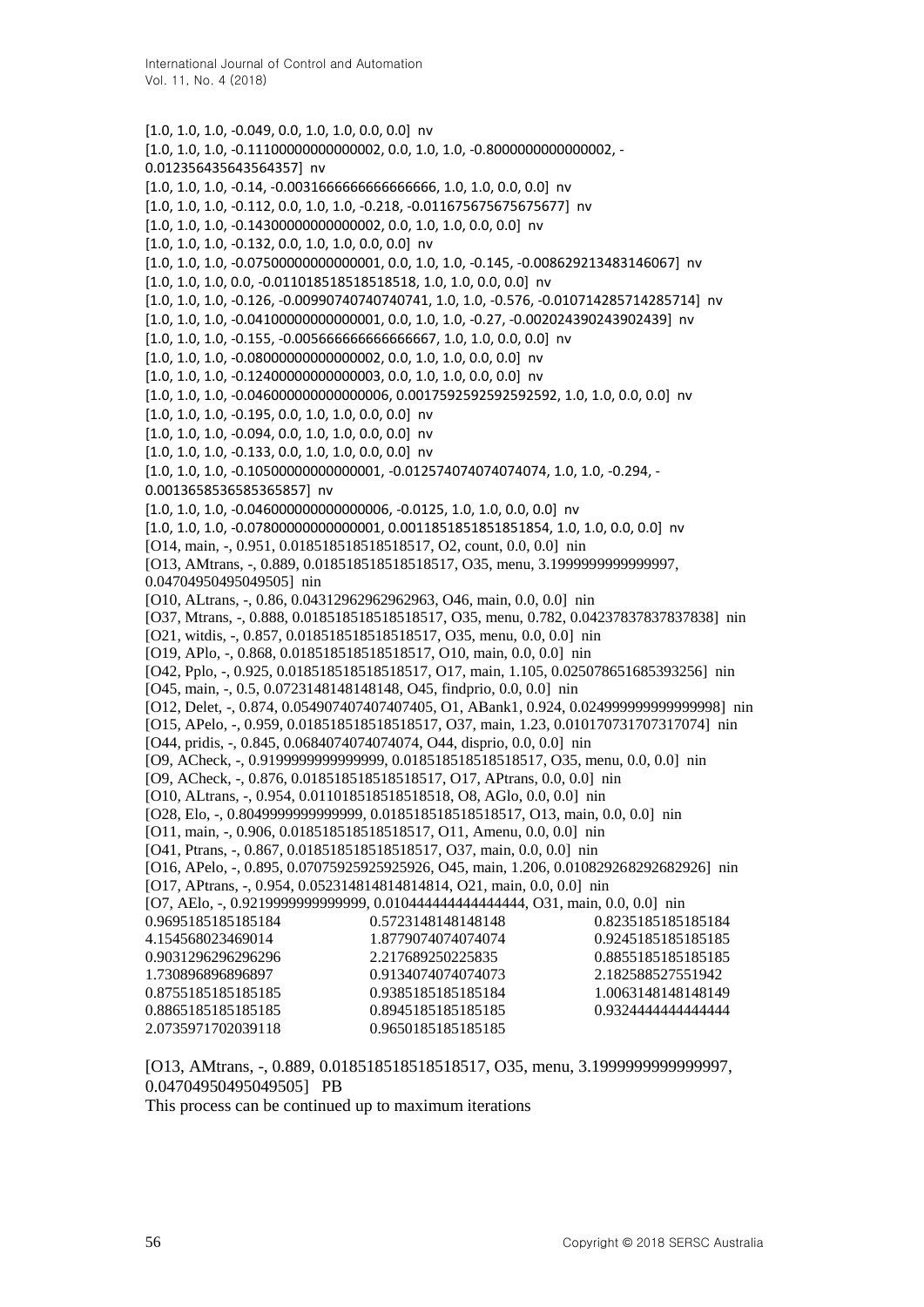[1.0, 1.0, 1.0, -0.049, 0.0, 1.0, 1.0, 0.0, 0.0] nv
[1.0, 1.0, 1.0, -0.11100000000000002, 0.0, 1.0, 1.0, -0.8000000000000002, -0.012356435643564357] nv
[1.0, 1.0, 1.0, -0.14, -0.0031666666666666666, 1.0, 1.0, 0.0, 0.0] nv
[1.0, 1.0, 1.0, -0.112, 0.0, 1.0, 1.0, -0.218, -0.011675675675675677] nv
[1.0, 1.0, 1.0, -0.14300000000000002, 0.0, 1.0, 1.0, 0.0, 0.0] nv
[1.0, 1.0, 1.0, -0.132, 0.0, 1.0, 1.0, 0.0, 0.0] nv
[1.0, 1.0, 1.0, -0.07500000000000001, 0.0, 1.0, 1.0, -0.145, -0.008629213483146067] nv
[1.0, 1.0, 1.0, 0.0, -0.011018518518518518, 1.0, 1.0, 0.0, 0.0] nv
[1.0, 1.0, 1.0, -0.126, -0.00990740740740741, 1.0, 1.0, -0.576, -0.010714285714285714] nv
[1.0, 1.0, 1.0, -0.04100000000000001, 0.0, 1.0, 1.0, -0.27, -0.002024390243902439] nv
[1.0, 1.0, 1.0, -0.155, -0.005666666666666667, 1.0, 1.0, 0.0, 0.0] nv
[1.0, 1.0, 1.0, -0.08000000000000002, 0.0, 1.0, 1.0, 0.0, 0.0] nv
[1.0, 1.0, 1.0, -0.12400000000000003, 0.0, 1.0, 1.0, 0.0, 0.0] nv
[1.0, 1.0, 1.0, -0.046000000000000006, 0.0017592592592592592, 1.0, 1.0, 0.0, 0.0] nv
[1.0, 1.0, 1.0, -0.195, 0.0, 1.0, 1.0, 0.0, 0.0] nv
[1.0, 1.0, 1.0, -0.094, 0.0, 1.0, 1.0, 0.0, 0.0] nv
[1.0, 1.0, 1.0, -0.133, 0.0, 1.0, 1.0, 0.0, 0.0] nv
[1.0, 1.0, 1.0, -0.10500000000000001, -0.012574074074074074, 1.0, 1.0, -0.294, -0.0013658536585365857] nv
[1.0, 1.0, 1.0, -0.046000000000000006, -0.0125, 1.0, 1.0, 0.0, 0.0] nv
[1.0, 1.0, 1.0, -0.07800000000000001, 0.0011851851851851854, 1.0, 1.0, 0.0, 0.0] nv
[O14, main, -, 0.951, 0.018518518518518517, O2, count, 0.0, 0.0] nin
[O13, AMtrans, -, 0.889, 0.018518518518518517, O35, menu, 3.1999999999999997, 0.04704950495049505] nin
[O10, ALtrans, -, 0.86, 0.04312962962962963, O46, main, 0.0, 0.0] nin
[O37, Mtrans, -, 0.888, 0.018518518518518517, O35, menu, 0.782, 0.04237837837837838] nin
[O21, witdis, -, 0.857, 0.018518518518518517, O35, menu, 0.0, 0.0] nin
[O19, APlo, -, 0.868, 0.018518518518518517, O10, main, 0.0, 0.0] nin
[O42, Pplo, -, 0.925, 0.018518518518518517, O17, main, 1.105, 0.025078651685393256] nin
[O45, main, -, 0.5, 0.0723148148148148, O45, findprio, 0.0, 0.0] nin
[O12, Delet, -, 0.874, 0.054907407407407405, O1, ABank1, 0.924, 0.024999999999999998] nin
[O15, APelo, -, 0.959, 0.018518518518518517, O37, main, 1.23, 0.010170731707317074] nin
[O44, pridis, -, 0.845, 0.0684074074074074, O44, disprio, 0.0, 0.0] nin
[O9, ACheck, -, 0.9199999999999999, 0.018518518518518517, O35, menu, 0.0, 0.0] nin
[O9, ACheck, -, 0.876, 0.018518518518518517, O17, APtrans, 0.0, 0.0] nin
[O10, ALtrans, -, 0.954, 0.011018518518518518, O8, AGlo, 0.0, 0.0] nin
[O28, Elo, -, 0.8049999999999999, 0.018518518518518517, O13, main, 0.0, 0.0] nin
[O11, main, -, 0.906, 0.018518518518518517, O11, Amenu, 0.0, 0.0] nin
[O41, Ptrans, -, 0.867, 0.018518518518518517, O37, main, 0.0, 0.0] nin
[O16, APelo, -, 0.895, 0.07075925925925926, O45, main, 1.206, 0.010829268292682926] nin
[O17, APtrans, -, 0.954, 0.052314814814814814, O21, main, 0.0, 0.0] nin
[O7, AElo, -, 0.9219999999999999, 0.010444444444444444, O31, main, 0.0, 0.0] nin

| | | |
|---|---|---|
| 0.9695185185185184 | 0.5723148148148148 | 0.8235185185185184 |
| 4.154568023469014 | 1.8779074074074074 | 0.9245185185185185 |
| 0.9031296296296296 | 2.217689250225835 | 0.8855185185185185 |
| 1.730896896896897 | 0.9134074074074073 | 2.182588527551942 |
| 0.8755185185185185 | 0.9385185185185184 | 1.0063148148148149 |
| 0.8865185185185185 | 0.8945185185185185 | 0.9324444444444444 |
| 2.0735971702039118 | 0.9650185185185185 | |

[O13, AMtrans, -, 0.889, 0.018518518518518517, O35, menu, 3.1999999999999997, 0.04704950495049505] PB

This process can be continued up to maximum iterations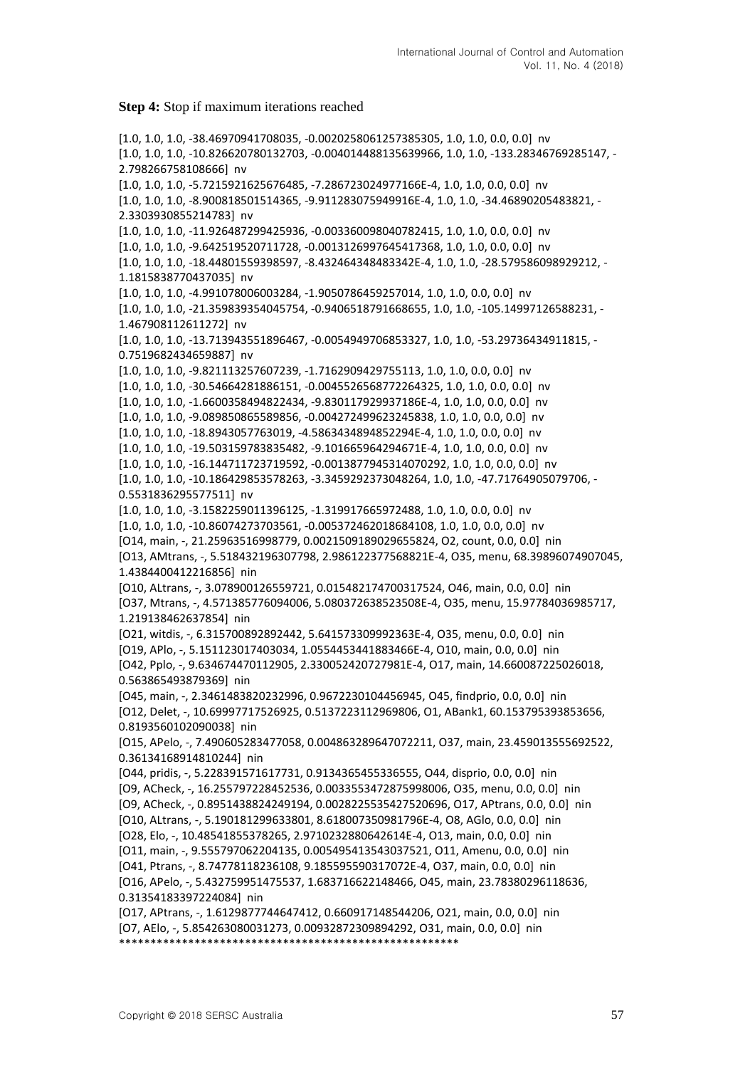**Step 4:** Stop if maximum iterations reached

```
[1.0, 1.0, 1.0, -38.46970941708035, -0.0020258061257385305, 1.0, 1.0, 0.0, 0.0]  nv
[1.0, 1.0, 1.0, -10.826620780132703, -0.004014488135639966, 1.0, 1.0, -133.28346769285147, -2.798266758108666]  nv
[1.0, 1.0, 1.0, -5.7215921625676485, -7.286723024977166E-4, 1.0, 1.0, 0.0, 0.0]  nv
[1.0, 1.0, 1.0, -8.900818501514365, -9.911283075949916E-4, 1.0, 1.0, -34.46890205483821, -2.3303930855214783]  nv
[1.0, 1.0, 1.0, -11.926487299425936, -0.003360098040782415, 1.0, 1.0, 0.0, 0.0]  nv
[1.0, 1.0, 1.0, -9.642519520711728, -0.0013126997645417368, 1.0, 1.0, 0.0, 0.0]  nv
[1.0, 1.0, 1.0, -18.44801559398597, -8.432464348483342E-4, 1.0, 1.0, -28.579586098929212, -1.1815838770437035]  nv
[1.0, 1.0, 1.0, -4.991078006003284, -1.9050786459257014, 1.0, 1.0, 0.0, 0.0]  nv
[1.0, 1.0, 1.0, -21.359839354045754, -0.9406518791668655, 1.0, 1.0, -105.14997126588231, -1.467908112611272]  nv
[1.0, 1.0, 1.0, -13.713943551896467, -0.0054949706853327, 1.0, 1.0, -53.29736434911815, -0.7519682434659887]  nv
[1.0, 1.0, 1.0, -9.821113257607239, -1.7162909429755113, 1.0, 1.0, 0.0, 0.0]  nv
[1.0, 1.0, 1.0, -30.54664281886151, -0.0045526568772264325, 1.0, 1.0, 0.0, 0.0]  nv
[1.0, 1.0, 1.0, -1.6600358494822434, -9.830117929937186E-4, 1.0, 1.0, 0.0, 0.0]  nv
[1.0, 1.0, 1.0, -9.089850865589856, -0.004272499623245838, 1.0, 1.0, 0.0, 0.0]  nv
[1.0, 1.0, 1.0, -18.8943057763019, -4.5863434894852294E-4, 1.0, 1.0, 0.0, 0.0]  nv
[1.0, 1.0, 1.0, -19.503159783835482, -9.101665964294671E-4, 1.0, 1.0, 0.0, 0.0]  nv
[1.0, 1.0, 1.0, -16.144711723719592, -0.0013877945314070292, 1.0, 1.0, 0.0, 0.0]  nv
[1.0, 1.0, 1.0, -10.186429853578263, -3.3459292373048264, 1.0, 1.0, -47.71764905079706, -0.5531836295577511]  nv
[1.0, 1.0, 1.0, -3.1582259011396125, -1.319917665972488, 1.0, 1.0, 0.0, 0.0]  nv
[1.0, 1.0, 1.0, -10.86074273703561, -0.005372462018684108, 1.0, 1.0, 0.0, 0.0]  nv
[O14, main, -, 21.25963516998779, 0.0021509189029655824, O2, count, 0.0, 0.0]  nin
[O13, AMtrans, -, 5.518432196307798, 2.986122377568821E-4, O35, menu, 68.39896074907045, 1.4384400412216856]  nin
[O10, ALtrans, -, 3.078900126559721, 0.015482174700317524, O46, main, 0.0, 0.0]  nin
[O37, Mtrans, -, 4.571385776094006, 5.080372638523508E-4, O35, menu, 15.97784036985717, 1.219138462637854]  nin
[O21, witdis, -, 6.315700892892442, 5.641573309992363E-4, O35, menu, 0.0, 0.0]  nin
[O19, APlo, -, 5.151123017403034, 1.0554453441883466E-4, O10, main, 0.0, 0.0]  nin
[O42, Pplo, -, 9.634674470112905, 2.330052420727981E-4, O17, main, 14.660087225026018, 0.563865493879369]  nin
[O45, main, -, 2.3461483820232996, 0.9672230104456945, O45, findprio, 0.0, 0.0]  nin
[O12, Delet, -, 10.69997717526925, 0.5137223112969806, O1, ABank1, 60.153795393853656, 0.8193560102090038]  nin
[O15, APelo, -, 7.490605283477058, 0.004863289647072211, O37, main, 23.459013555692522, 0.36134168914810244]  nin
[O44, pridis, -, 5.228391571617731, 0.9134365455336555, O44, disprio, 0.0, 0.0]  nin
[O9, ACheck, -, 16.255797228452536, 0.0033553472875998006, O35, menu, 0.0, 0.0]  nin
[O9, ACheck, -, 0.8951438824249194, 0.0028225535427520696, O17, APtrans, 0.0, 0.0]  nin
[O10, ALtrans, -, 5.190181299633801, 8.618007350981796E-4, O8, AGlo, 0.0, 0.0]  nin
[O28, Elo, -, 10.48541855378265, 2.9710232880642614E-4, O13, main, 0.0, 0.0]  nin
[O11, main, -, 9.555797062204135, 0.005495413543037521, O11, Amenu, 0.0, 0.0]  nin
[O41, Ptrans, -, 8.74778118236108, 9.185595590317072E-4, O37, main, 0.0, 0.0]  nin
[O16, APelo, -, 5.432759951475537, 1.683716622148466, O45, main, 23.78380296118636, 0.31354183397224084]  nin
[O17, APtrans, -, 1.6129877744647412, 0.660917148544206, O21, main, 0.0, 0.0]  nin
[O7, AElo, -, 5.854263080031273, 0.00932872309894292, O31, main, 0.0, 0.0]  nin
******************************************************
```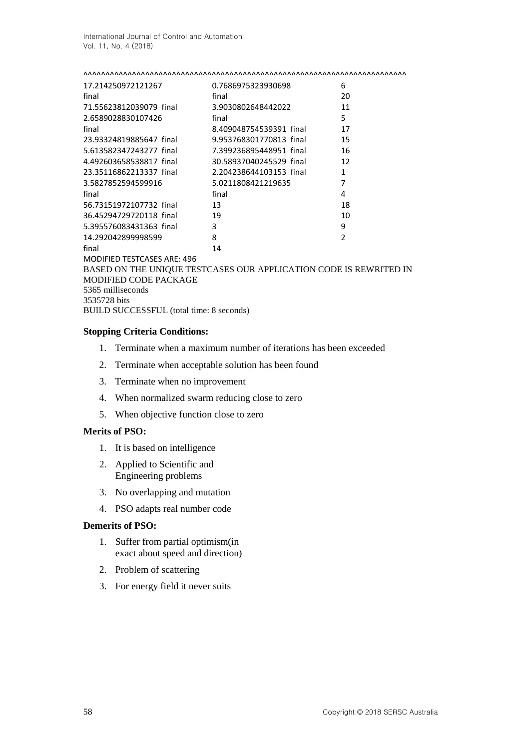^^^^^^^^^^^^^^^^^^^^^^^^^^^^^^^^^^^^^^^^^^^^^^^^^^^^^^^^^^^^^^^^^^^^^^^^^^^^

```
17.214250972121267          0.7686975323930698          6
final                       final                       20
71.55623812039079 final     3.9030802648442022          11
2.6589028830107426          final                       5
final                       8.409048754539391 final     17
23.93324819885647 final     9.953768301770813 final     15
5.613582347243277 final     7.399236895448951 final     16
4.492603658538817 final     30.58937040245529 final     12
23.35116862213337 final     2.204238644103153 final     1
3.5827852594599916          5.0211808421219635          7
final                       final                       4
56.73151972107732 final     13                          18
36.45294729720118 final     19                          10
5.395576083431363 final     3                           9
14.292042899998599          8                           2
final                       14
MODIFIED TESTCASES ARE: 496
BASED ON THE UNIQUE TESTCASES OUR APPLICATION CODE IS REWRITED IN
MODIFIED CODE PACKAGE
5365 milliseconds
3535728 bits
BUILD SUCCESSFUL (total time: 8 seconds)
```

**Stopping Criteria Conditions:**

1. Terminate when a maximum number of iterations has been exceeded
2. Terminate when acceptable solution has been found
3. Terminate when no improvement
4. When normalized swarm reducing close to zero
5. When objective function close to zero

**Merits of PSO:**

1. It is based on intelligence
2. Applied to Scientific and Engineering problems
3. No overlapping and mutation
4. PSO adapts real number code

**Demerits of PSO:**

1. Suffer from partial optimism(in exact about speed and direction)
2. Problem of scattering
3. For energy field it never suits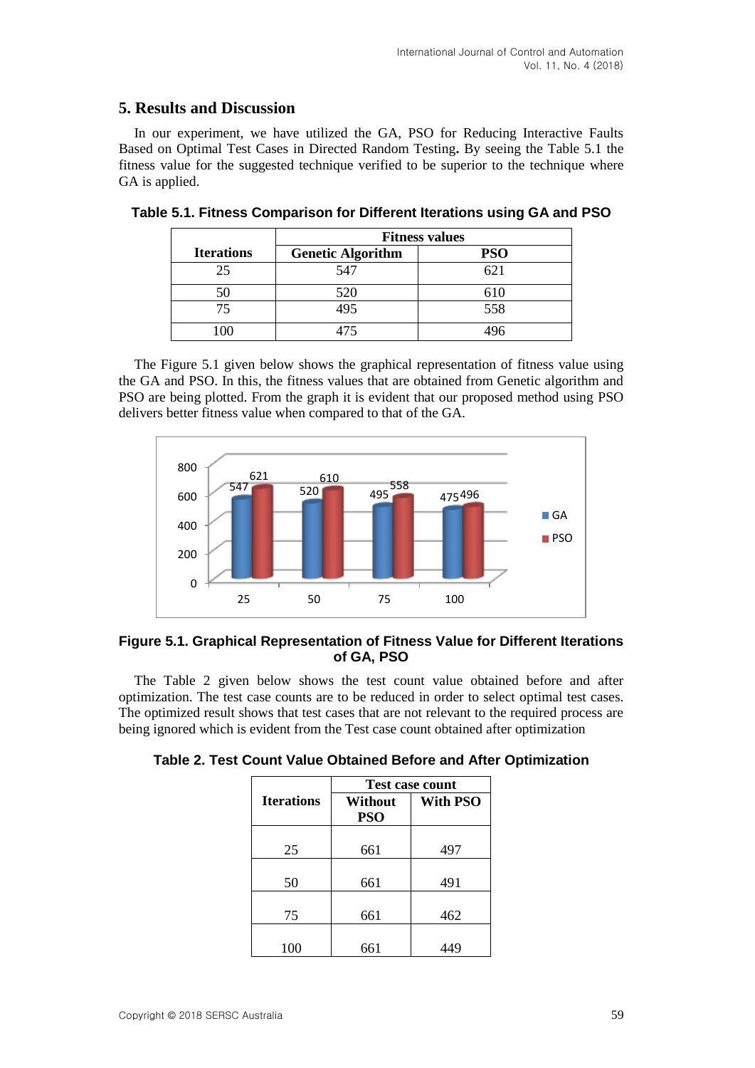## 5. Results and Discussion

In our experiment, we have utilized the GA, PSO for Reducing Interactive Faults Based on Optimal Test Cases in Directed Random Testing**.** By seeing the Table 5.1 the fitness value for the suggested technique verified to be superior to the technique where GA is applied.

**Table 5.1. Fitness Comparison for Different Iterations using GA and PSO**

| Iterations | Fitness values | |
|---|---|---|
| | **Genetic Algorithm** | **PSO** |
| 25 | 547 | 621 |
| 50 | 520 | 610 |
| 75 | 495 | 558 |
| 100 | 475 | 496 |

The Figure 5.1 given below shows the graphical representation of fitness value using the GA and PSO. In this, the fitness values that are obtained from Genetic algorithm and PSO are being plotted. From the graph it is evident that our proposed method using PSO delivers better fitness value when compared to that of the GA.

**Figure 5.1. Graphical Representation of Fitness Value for Different Iterations of GA, PSO**

The Table 2 given below shows the test count value obtained before and after optimization. The test case counts are to be reduced in order to select optimal test cases. The optimized result shows that test cases that are not relevant to the required process are being ignored which is evident from the Test case count obtained after optimization

**Table 2. Test Count Value Obtained Before and After Optimization**

| Iterations | Test case count | |
|---|---|---|
| | **Without PSO** | **With PSO** |
| 25 | 661 | 497 |
| 50 | 661 | 491 |
| 75 | 661 | 462 |
| 100 | 661 | 449 |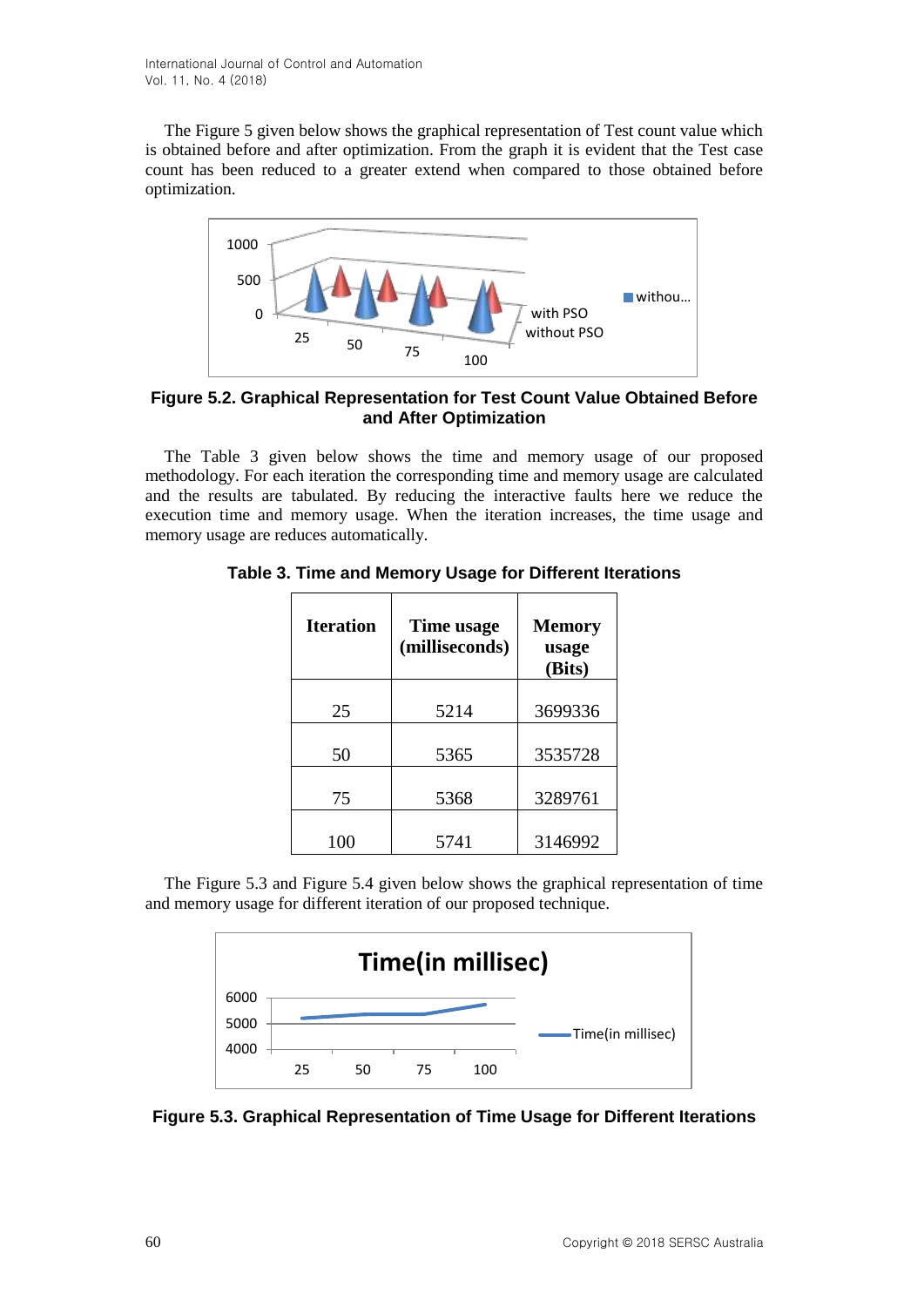The Figure 5 given below shows the graphical representation of Test count value which is obtained before and after optimization. From the graph it is evident that the Test case count has been reduced to a greater extend when compared to those obtained before optimization.

**Figure 5.2. Graphical Representation for Test Count Value Obtained Before and After Optimization**

The Table 3 given below shows the time and memory usage of our proposed methodology. For each iteration the corresponding time and memory usage are calculated and the results are tabulated. By reducing the interactive faults here we reduce the execution time and memory usage. When the iteration increases, the time usage and memory usage are reduces automatically.

**Table 3. Time and Memory Usage for Different Iterations**

| Iteration | Time usage (milliseconds) | Memory usage (Bits) |
|---|---|---|
| 25 | 5214 | 3699336 |
| 50 | 5365 | 3535728 |
| 75 | 5368 | 3289761 |
| 100 | 5741 | 3146992 |

The Figure 5.3 and Figure 5.4 given below shows the graphical representation of time and memory usage for different iteration of our proposed technique.

**Figure 5.3. Graphical Representation of Time Usage for Different Iterations**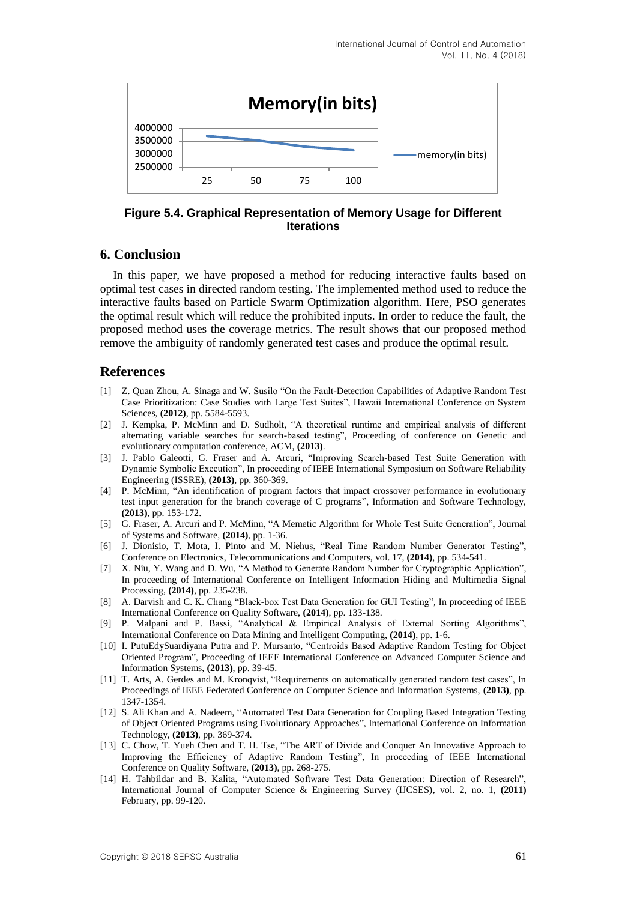**Figure 5.4. Graphical Representation of Memory Usage for Different Iterations**

## 6. Conclusion

In this paper, we have proposed a method for reducing interactive faults based on optimal test cases in directed random testing. The implemented method used to reduce the interactive faults based on Particle Swarm Optimization algorithm. Here, PSO generates the optimal result which will reduce the prohibited inputs. In order to reduce the fault, the proposed method uses the coverage metrics. The result shows that our proposed method remove the ambiguity of randomly generated test cases and produce the optimal result.

## References

[1] Z. Quan Zhou, A. Sinaga and W. Susilo "On the Fault-Detection Capabilities of Adaptive Random Test Case Prioritization: Case Studies with Large Test Suites", Hawaii International Conference on System Sciences, **(2012)**, pp. 5584-5593.

[2] J. Kempka, P. McMinn and D. Sudholt, "A theoretical runtime and empirical analysis of different alternating variable searches for search-based testing", Proceeding of conference on Genetic and evolutionary computation conference, ACM, **(2013)**.

[3] J. Pablo Galeotti, G. Fraser and A. Arcuri, "Improving Search-based Test Suite Generation with Dynamic Symbolic Execution", In proceeding of IEEE International Symposium on Software Reliability Engineering (ISSRE), **(2013)**, pp. 360-369.

[4] P. McMinn, "An identification of program factors that impact crossover performance in evolutionary test input generation for the branch coverage of C programs", Information and Software Technology, **(2013)**, pp. 153-172.

[5] G. Fraser, A. Arcuri and P. McMinn, "A Memetic Algorithm for Whole Test Suite Generation", Journal of Systems and Software, **(2014)**, pp. 1-36.

[6] J. Dionisio, T. Mota, I. Pinto and M. Niehus, "Real Time Random Number Generator Testing", Conference on Electronics, Telecommunications and Computers, vol. 17, **(2014)**, pp. 534-541.

[7] X. Niu, Y. Wang and D. Wu, "A Method to Generate Random Number for Cryptographic Application", In proceeding of International Conference on Intelligent Information Hiding and Multimedia Signal Processing, **(2014)**, pp. 235-238.

[8] A. Darvish and C. K. Chang "Black-box Test Data Generation for GUI Testing", In proceeding of IEEE International Conference on Quality Software, **(2014)**, pp. 133-138.

[9] P. Malpani and P. Bassi, "Analytical & Empirical Analysis of External Sorting Algorithms", International Conference on Data Mining and Intelligent Computing, **(2014)**, pp. 1-6.

[10] I. PutuEdySuardiyana Putra and P. Mursanto, "Centroids Based Adaptive Random Testing for Object Oriented Program", Proceeding of IEEE International Conference on Advanced Computer Science and Information Systems, **(2013)**, pp. 39-45.

[11] T. Arts, A. Gerdes and M. Kronqvist, "Requirements on automatically generated random test cases", In Proceedings of IEEE Federated Conference on Computer Science and Information Systems, **(2013)**, pp. 1347-1354.

[12] S. Ali Khan and A. Nadeem, "Automated Test Data Generation for Coupling Based Integration Testing of Object Oriented Programs using Evolutionary Approaches", International Conference on Information Technology, **(2013)**, pp. 369-374.

[13] C. Chow, T. Yueh Chen and T. H. Tse, "The ART of Divide and Conquer An Innovative Approach to Improving the Efficiency of Adaptive Random Testing", In proceeding of IEEE International Conference on Quality Software, **(2013)**, pp. 268-275.

[14] H. Tahbildar and B. Kalita, "Automated Software Test Data Generation: Direction of Research", International Journal of Computer Science & Engineering Survey (IJCSES), vol. 2, no. 1, **(2011)** February, pp. 99-120.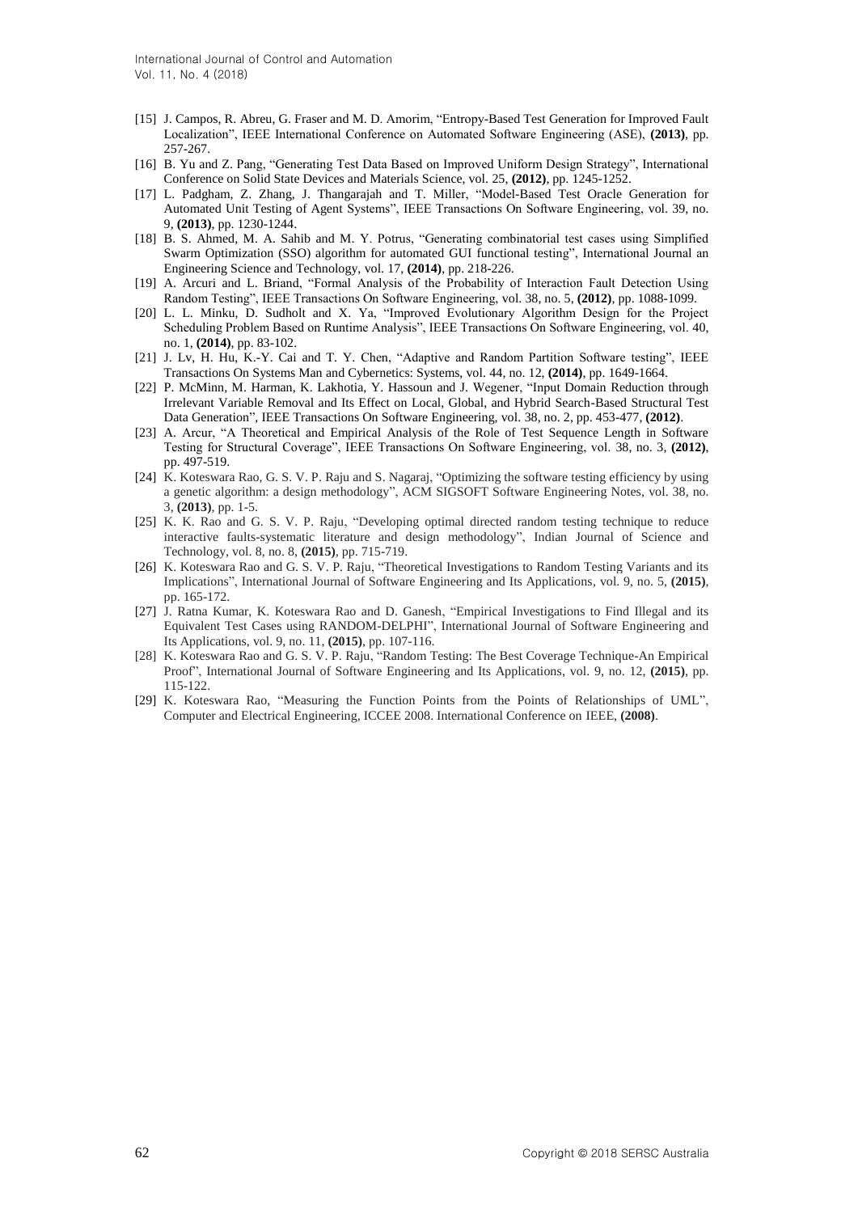[15] J. Campos, R. Abreu, G. Fraser and M. D. Amorim, "Entropy-Based Test Generation for Improved Fault Localization", IEEE International Conference on Automated Software Engineering (ASE), **(2013)**, pp. 257-267.

[16] B. Yu and Z. Pang, "Generating Test Data Based on Improved Uniform Design Strategy", International Conference on Solid State Devices and Materials Science, vol. 25, **(2012)**, pp. 1245-1252.

[17] L. Padgham, Z. Zhang, J. Thangarajah and T. Miller, "Model-Based Test Oracle Generation for Automated Unit Testing of Agent Systems", IEEE Transactions On Software Engineering, vol. 39, no. 9, **(2013)**, pp. 1230-1244.

[18] B. S. Ahmed, M. A. Sahib and M. Y. Potrus, "Generating combinatorial test cases using Simplified Swarm Optimization (SSO) algorithm for automated GUI functional testing", International Journal an Engineering Science and Technology, vol. 17, **(2014)**, pp. 218-226.

[19] A. Arcuri and L. Briand, "Formal Analysis of the Probability of Interaction Fault Detection Using Random Testing", IEEE Transactions On Software Engineering, vol. 38, no. 5, **(2012)**, pp. 1088-1099.

[20] L. L. Minku, D. Sudholt and X. Ya, "Improved Evolutionary Algorithm Design for the Project Scheduling Problem Based on Runtime Analysis", IEEE Transactions On Software Engineering, vol. 40, no. 1, **(2014)**, pp. 83-102.

[21] J. Lv, H. Hu, K.-Y. Cai and T. Y. Chen, "Adaptive and Random Partition Software testing", IEEE Transactions On Systems Man and Cybernetics: Systems, vol. 44, no. 12, **(2014)**, pp. 1649-1664.

[22] P. McMinn, M. Harman, K. Lakhotia, Y. Hassoun and J. Wegener, "Input Domain Reduction through Irrelevant Variable Removal and Its Effect on Local, Global, and Hybrid Search-Based Structural Test Data Generation", IEEE Transactions On Software Engineering, vol. 38, no. 2, pp. 453-477, **(2012)**.

[23] A. Arcur, "A Theoretical and Empirical Analysis of the Role of Test Sequence Length in Software Testing for Structural Coverage", IEEE Transactions On Software Engineering, vol. 38, no. 3, **(2012)**, pp. 497-519.

[24] K. Koteswara Rao, G. S. V. P. Raju and S. Nagaraj, "Optimizing the software testing efficiency by using a genetic algorithm: a design methodology", ACM SIGSOFT Software Engineering Notes, vol. 38, no. 3, **(2013)**, pp. 1-5.

[25] K. K. Rao and G. S. V. P. Raju, "Developing optimal directed random testing technique to reduce interactive faults-systematic literature and design methodology", Indian Journal of Science and Technology, vol. 8, no. 8, **(2015)**, pp. 715-719.

[26] K. Koteswara Rao and G. S. V. P. Raju, "Theoretical Investigations to Random Testing Variants and its Implications", International Journal of Software Engineering and Its Applications, vol. 9, no. 5, **(2015)**, pp. 165-172.

[27] J. Ratna Kumar, K. Koteswara Rao and D. Ganesh, "Empirical Investigations to Find Illegal and its Equivalent Test Cases using RANDOM-DELPHI", International Journal of Software Engineering and Its Applications, vol. 9, no. 11, **(2015)**, pp. 107-116.

[28] K. Koteswara Rao and G. S. V. P. Raju, "Random Testing: The Best Coverage Technique-An Empirical Proof", International Journal of Software Engineering and Its Applications, vol. 9, no. 12, **(2015)**, pp. 115-122.

[29] K. Koteswara Rao, "Measuring the Function Points from the Points of Relationships of UML", Computer and Electrical Engineering, ICCEE 2008. International Conference on IEEE, **(2008)**.